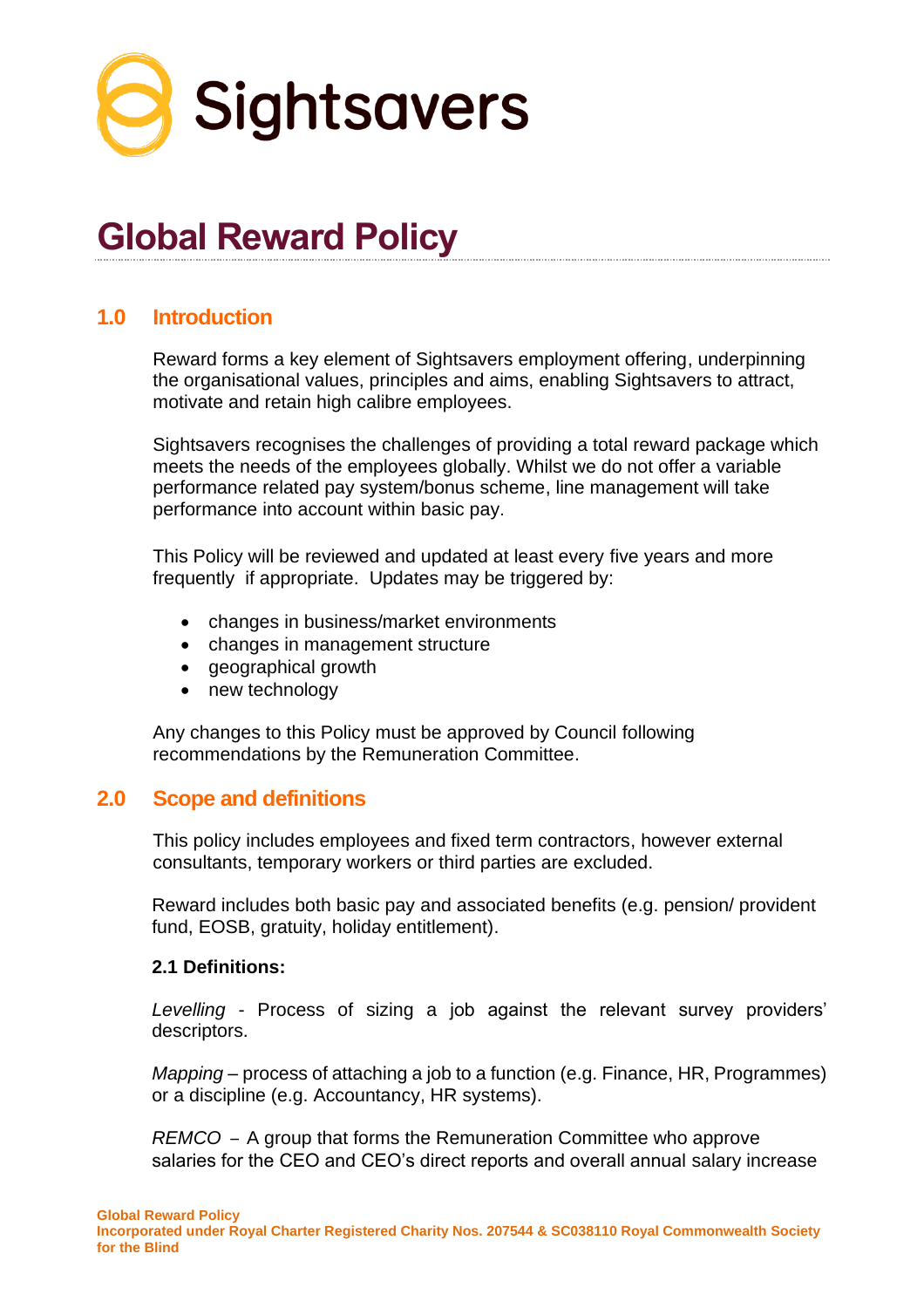Sightsavers

# Global Reward Policy

## 1.0 Introduction

Reward forms a key element of Sightsavers employment offering, underpinning the organisational values, principles and aims, enabling Sightsavers to attract, motivate and retain high calibre employees.

Sightsavers recognises the challenges of providing a total reward package which meets the needs of the employees globally. Whilst we do not offer a variable performance related pay system/bonus scheme, line management will take performance into account within basic pay.

This Policy will be reviewed and updated at least every five years and more frequently if appropriate. Updates may be triggered by:

- changes in business/market environments
- changes in management structure
- geographical growth
- new technology

Any changes to this Policy must be approved by Council following recommendations by the Remuneration Committee.

## 2.0 Scope and definitions

This policy includes employees and fixed term contractors, however external consultants, temporary workers or third parties are excluded.

Reward includes both basic pay and associated benefits (e.g. pension/ provident fund, EOSB, gratuity, holiday entitlement).

**2.1 Definitions:**

*Levelling* - Process of sizing a job against the relevant survey providers' descriptors.

*Mapping* – process of attaching a job to a function (e.g. Finance, HR, Programmes) or a discipline (e.g. Accountancy, HR systems).

*REMCO* – A group that forms the Remuneration Committee who approve salaries for the CEO and CEO's direct reports and overall annual salary increase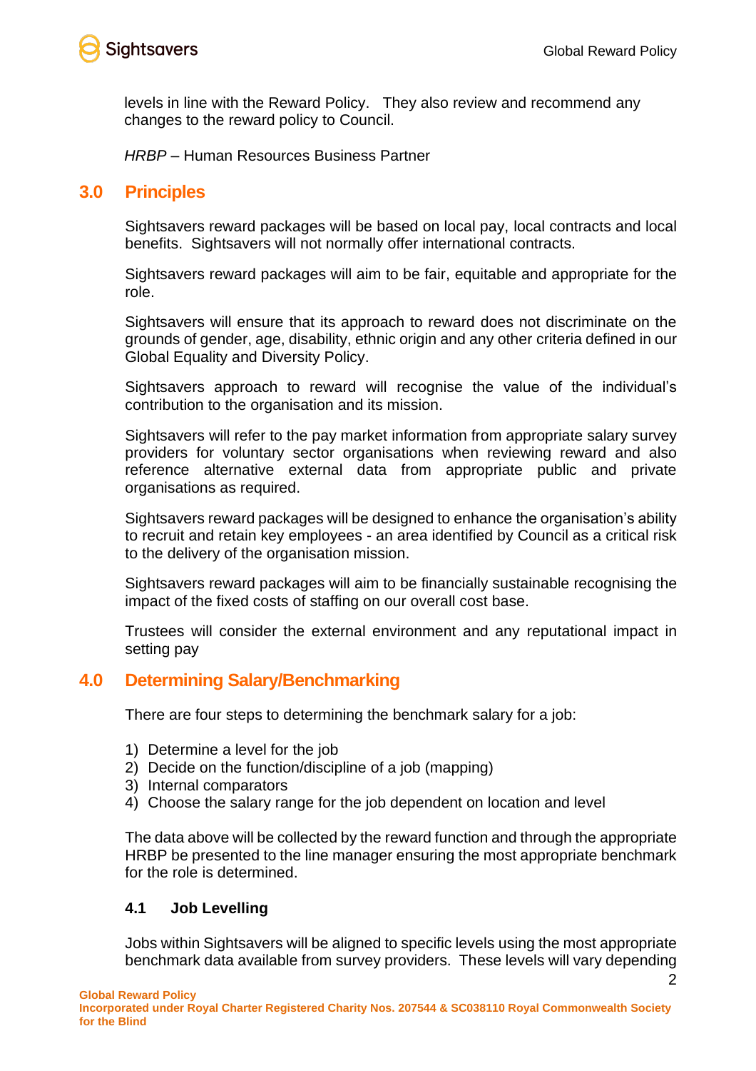levels in line with the Reward Policy. They also review and recommend any changes to the reward policy to Council.

*HRBP* – Human Resources Business Partner

## 3.0 Principles

Sightsavers reward packages will be based on local pay, local contracts and local benefits. Sightsavers will not normally offer international contracts.

Sightsavers reward packages will aim to be fair, equitable and appropriate for the role.

Sightsavers will ensure that its approach to reward does not discriminate on the grounds of gender, age, disability, ethnic origin and any other criteria defined in our Global Equality and Diversity Policy.

Sightsavers approach to reward will recognise the value of the individual's contribution to the organisation and its mission.

Sightsavers will refer to the pay market information from appropriate salary survey providers for voluntary sector organisations when reviewing reward and also reference alternative external data from appropriate public and private organisations as required.

Sightsavers reward packages will be designed to enhance the organisation's ability to recruit and retain key employees - an area identified by Council as a critical risk to the delivery of the organisation mission.

Sightsavers reward packages will aim to be financially sustainable recognising the impact of the fixed costs of staffing on our overall cost base.

Trustees will consider the external environment and any reputational impact in setting pay

## 4.0 Determining Salary/Benchmarking

There are four steps to determining the benchmark salary for a job:

1) Determine a level for the job
2) Decide on the function/discipline of a job (mapping)
3) Internal comparators
4) Choose the salary range for the job dependent on location and level

The data above will be collected by the reward function and through the appropriate HRBP be presented to the line manager ensuring the most appropriate benchmark for the role is determined.

### 4.1 Job Levelling

Jobs within Sightsavers will be aligned to specific levels using the most appropriate benchmark data available from survey providers. These levels will vary depending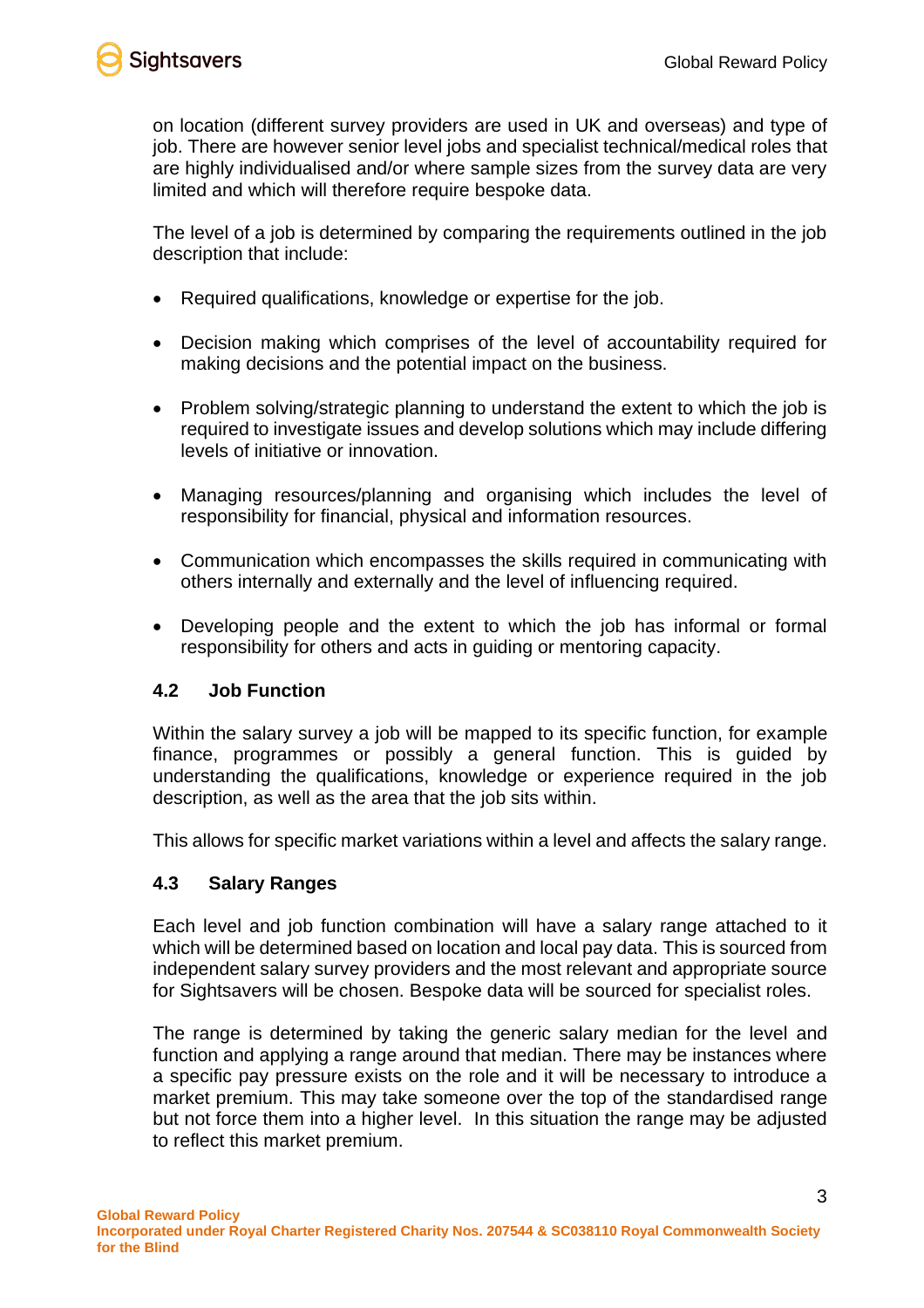on location (different survey providers are used in UK and overseas) and type of job. There are however senior level jobs and specialist technical/medical roles that are highly individualised and/or where sample sizes from the survey data are very limited and which will therefore require bespoke data.

The level of a job is determined by comparing the requirements outlined in the job description that include:

- Required qualifications, knowledge or expertise for the job.
- Decision making which comprises of the level of accountability required for making decisions and the potential impact on the business.
- Problem solving/strategic planning to understand the extent to which the job is required to investigate issues and develop solutions which may include differing levels of initiative or innovation.
- Managing resources/planning and organising which includes the level of responsibility for financial, physical and information resources.
- Communication which encompasses the skills required in communicating with others internally and externally and the level of influencing required.
- Developing people and the extent to which the job has informal or formal responsibility for others and acts in guiding or mentoring capacity.

### 4.2 Job Function

Within the salary survey a job will be mapped to its specific function, for example finance, programmes or possibly a general function. This is guided by understanding the qualifications, knowledge or experience required in the job description, as well as the area that the job sits within.

This allows for specific market variations within a level and affects the salary range.

### 4.3 Salary Ranges

Each level and job function combination will have a salary range attached to it which will be determined based on location and local pay data. This is sourced from independent salary survey providers and the most relevant and appropriate source for Sightsavers will be chosen. Bespoke data will be sourced for specialist roles.

The range is determined by taking the generic salary median for the level and function and applying a range around that median. There may be instances where a specific pay pressure exists on the role and it will be necessary to introduce a market premium. This may take someone over the top of the standardised range but not force them into a higher level. In this situation the range may be adjusted to reflect this market premium.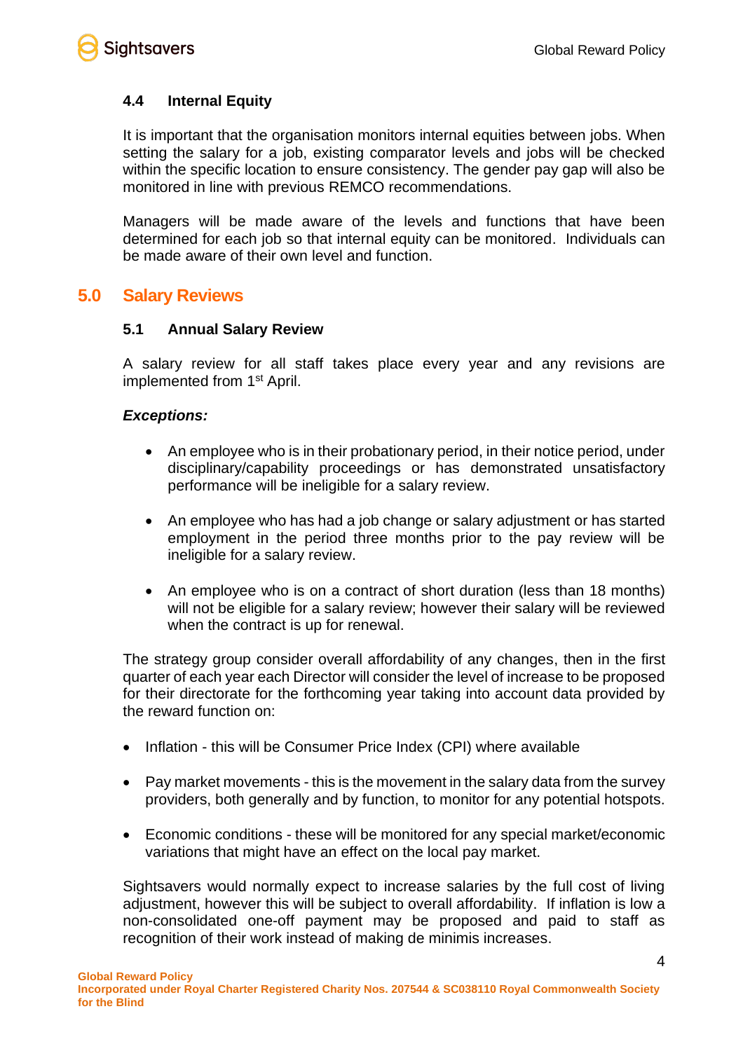### 4.4 Internal Equity

It is important that the organisation monitors internal equities between jobs. When setting the salary for a job, existing comparator levels and jobs will be checked within the specific location to ensure consistency. The gender pay gap will also be monitored in line with previous REMCO recommendations.

Managers will be made aware of the levels and functions that have been determined for each job so that internal equity can be monitored. Individuals can be made aware of their own level and function.

## 5.0 Salary Reviews

### 5.1 Annual Salary Review

A salary review for all staff takes place every year and any revisions are implemented from 1st April.

***Exceptions:***

- An employee who is in their probationary period, in their notice period, under disciplinary/capability proceedings or has demonstrated unsatisfactory performance will be ineligible for a salary review.
- An employee who has had a job change or salary adjustment or has started employment in the period three months prior to the pay review will be ineligible for a salary review.
- An employee who is on a contract of short duration (less than 18 months) will not be eligible for a salary review; however their salary will be reviewed when the contract is up for renewal.

The strategy group consider overall affordability of any changes, then in the first quarter of each year each Director will consider the level of increase to be proposed for their directorate for the forthcoming year taking into account data provided by the reward function on:

- Inflation - this will be Consumer Price Index (CPI) where available
- Pay market movements - this is the movement in the salary data from the survey providers, both generally and by function, to monitor for any potential hotspots.
- Economic conditions - these will be monitored for any special market/economic variations that might have an effect on the local pay market.

Sightsavers would normally expect to increase salaries by the full cost of living adjustment, however this will be subject to overall affordability. If inflation is low a non-consolidated one-off payment may be proposed and paid to staff as recognition of their work instead of making de minimis increases.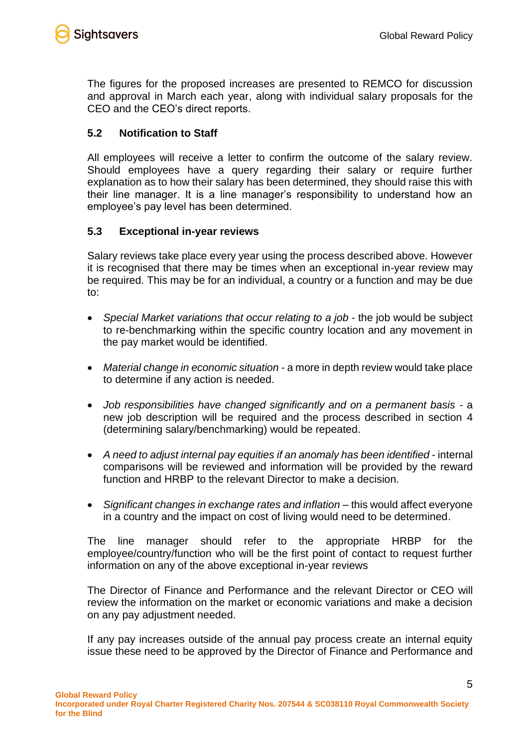The figures for the proposed increases are presented to REMCO for discussion and approval in March each year, along with individual salary proposals for the CEO and the CEO's direct reports.

### 5.2 Notification to Staff

All employees will receive a letter to confirm the outcome of the salary review. Should employees have a query regarding their salary or require further explanation as to how their salary has been determined, they should raise this with their line manager. It is a line manager's responsibility to understand how an employee's pay level has been determined.

### 5.3 Exceptional in-year reviews

Salary reviews take place every year using the process described above. However it is recognised that there may be times when an exceptional in-year review may be required. This may be for an individual, a country or a function and may be due to:

- *Special Market variations that occur relating to a job* - the job would be subject to re-benchmarking within the specific country location and any movement in the pay market would be identified.
- *Material change in economic situation* - a more in depth review would take place to determine if any action is needed.
- *Job responsibilities have changed significantly and on a permanent basis* - a new job description will be required and the process described in section 4 (determining salary/benchmarking) would be repeated.
- *A need to adjust internal pay equities if an anomaly has been identified* - internal comparisons will be reviewed and information will be provided by the reward function and HRBP to the relevant Director to make a decision.
- *Significant changes in exchange rates and inflation* – this would affect everyone in a country and the impact on cost of living would need to be determined.

The line manager should refer to the appropriate HRBP for the employee/country/function who will be the first point of contact to request further information on any of the above exceptional in-year reviews

The Director of Finance and Performance and the relevant Director or CEO will review the information on the market or economic variations and make a decision on any pay adjustment needed.

If any pay increases outside of the annual pay process create an internal equity issue these need to be approved by the Director of Finance and Performance and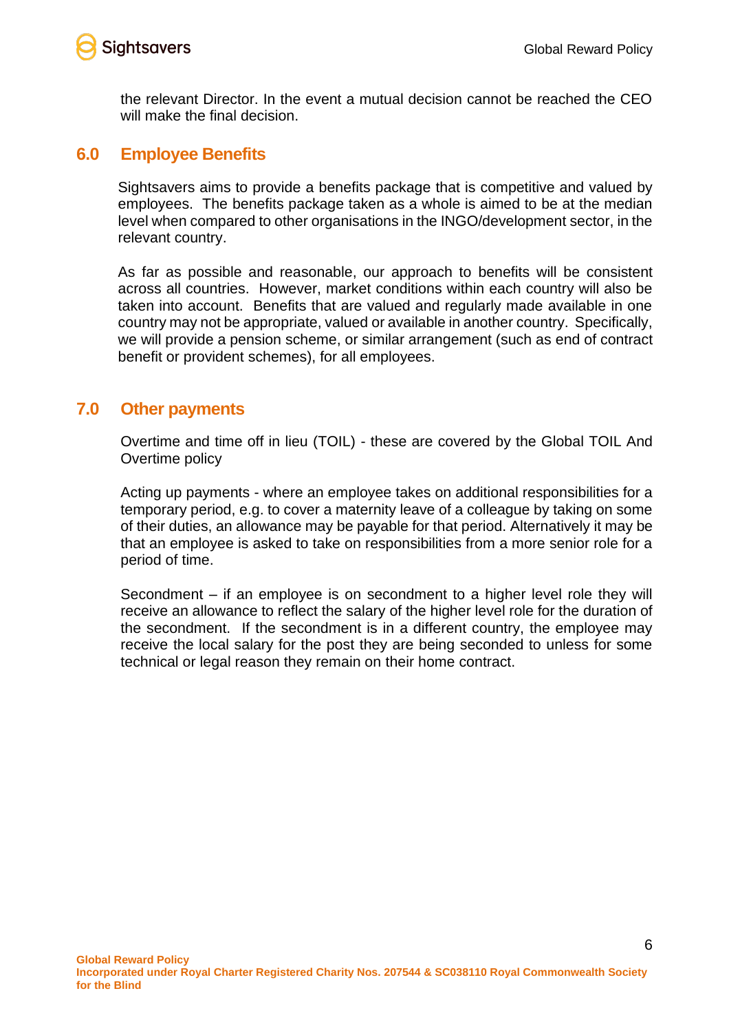the relevant Director. In the event a mutual decision cannot be reached the CEO will make the final decision.

## 6.0 Employee Benefits

Sightsavers aims to provide a benefits package that is competitive and valued by employees. The benefits package taken as a whole is aimed to be at the median level when compared to other organisations in the INGO/development sector, in the relevant country.

As far as possible and reasonable, our approach to benefits will be consistent across all countries. However, market conditions within each country will also be taken into account. Benefits that are valued and regularly made available in one country may not be appropriate, valued or available in another country. Specifically, we will provide a pension scheme, or similar arrangement (such as end of contract benefit or provident schemes), for all employees.

## 7.0 Other payments

Overtime and time off in lieu (TOIL) - these are covered by the Global TOIL And Overtime policy

Acting up payments - where an employee takes on additional responsibilities for a temporary period, e.g. to cover a maternity leave of a colleague by taking on some of their duties, an allowance may be payable for that period. Alternatively it may be that an employee is asked to take on responsibilities from a more senior role for a period of time.

Secondment – if an employee is on secondment to a higher level role they will receive an allowance to reflect the salary of the higher level role for the duration of the secondment. If the secondment is in a different country, the employee may receive the local salary for the post they are being seconded to unless for some technical or legal reason they remain on their home contract.